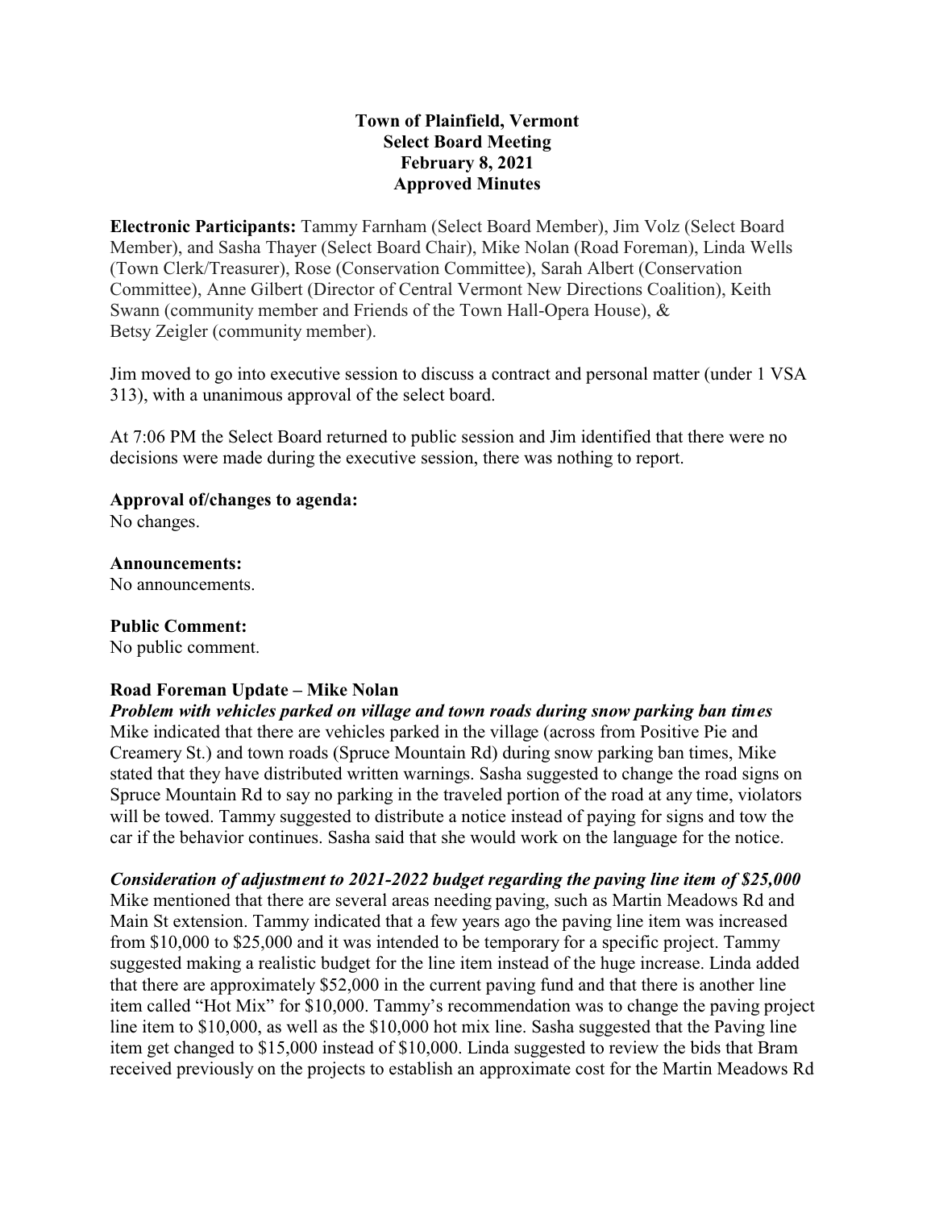**Town of Plainfield, Vermont**
**Select Board Meeting**
**February 8, 2021**
**Approved Minutes**

**Electronic Participants:** Tammy Farnham (Select Board Member), Jim Volz (Select Board Member), and Sasha Thayer (Select Board Chair), Mike Nolan (Road Foreman), Linda Wells (Town Clerk/Treasurer), Rose (Conservation Committee), Sarah Albert (Conservation Committee), Anne Gilbert (Director of Central Vermont New Directions Coalition), Keith Swann (community member and Friends of the Town Hall-Opera House), & Betsy Zeigler (community member).

Jim moved to go into executive session to discuss a contract and personal matter (under 1 VSA 313), with a unanimous approval of the select board.

At 7:06 PM the Select Board returned to public session and Jim identified that there were no decisions were made during the executive session, there was nothing to report.

**Approval of/changes to agenda:**
No changes.

**Announcements:**
No announcements.

**Public Comment:**
No public comment.

**Road Foreman Update – Mike Nolan**

***Problem with vehicles parked on village and town roads during snow parking ban times***

Mike indicated that there are vehicles parked in the village (across from Positive Pie and Creamery St.) and town roads (Spruce Mountain Rd) during snow parking ban times, Mike stated that they have distributed written warnings. Sasha suggested to change the road signs on Spruce Mountain Rd to say no parking in the traveled portion of the road at any time, violators will be towed. Tammy suggested to distribute a notice instead of paying for signs and tow the car if the behavior continues. Sasha said that she would work on the language for the notice.

***Consideration of adjustment to 2021-2022 budget regarding the paving line item of $25,000***

Mike mentioned that there are several areas needing paving, such as Martin Meadows Rd and Main St extension. Tammy indicated that a few years ago the paving line item was increased from $10,000 to $25,000 and it was intended to be temporary for a specific project. Tammy suggested making a realistic budget for the line item instead of the huge increase. Linda added that there are approximately $52,000 in the current paving fund and that there is another line item called "Hot Mix" for $10,000. Tammy's recommendation was to change the paving project line item to $10,000, as well as the $10,000 hot mix line. Sasha suggested that the Paving line item get changed to $15,000 instead of $10,000. Linda suggested to review the bids that Bram received previously on the projects to establish an approximate cost for the Martin Meadows Rd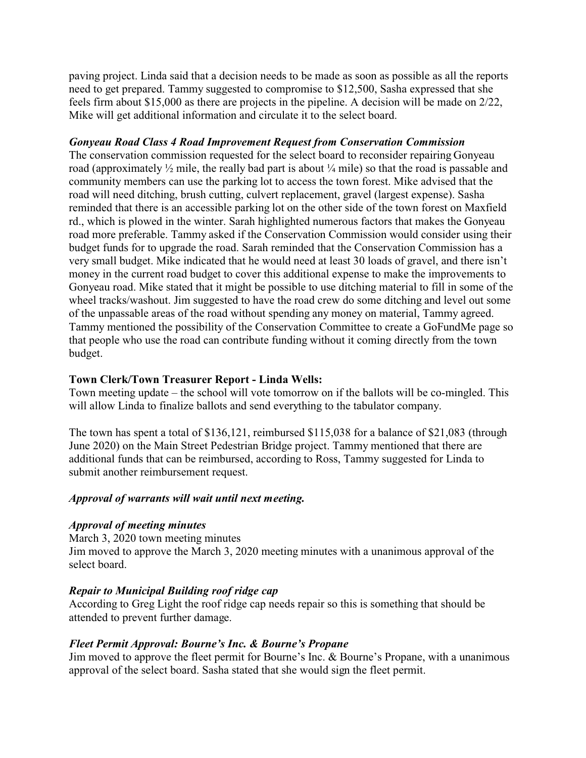paving project. Linda said that a decision needs to be made as soon as possible as all the reports need to get prepared. Tammy suggested to compromise to $12,500, Sasha expressed that she feels firm about $15,000 as there are projects in the pipeline. A decision will be made on 2/22, Mike will get additional information and circulate it to the select board.

***Gonyeau Road Class 4 Road Improvement Request from Conservation Commission***

The conservation commission requested for the select board to reconsider repairing Gonyeau road (approximately ½ mile, the really bad part is about ¼ mile) so that the road is passable and community members can use the parking lot to access the town forest. Mike advised that the road will need ditching, brush cutting, culvert replacement, gravel (largest expense). Sasha reminded that there is an accessible parking lot on the other side of the town forest on Maxfield rd., which is plowed in the winter. Sarah highlighted numerous factors that makes the Gonyeau road more preferable. Tammy asked if the Conservation Commission would consider using their budget funds for to upgrade the road. Sarah reminded that the Conservation Commission has a very small budget. Mike indicated that he would need at least 30 loads of gravel, and there isn't money in the current road budget to cover this additional expense to make the improvements to Gonyeau road. Mike stated that it might be possible to use ditching material to fill in some of the wheel tracks/washout. Jim suggested to have the road crew do some ditching and level out some of the unpassable areas of the road without spending any money on material, Tammy agreed. Tammy mentioned the possibility of the Conservation Committee to create a GoFundMe page so that people who use the road can contribute funding without it coming directly from the town budget.

**Town Clerk/Town Treasurer Report - Linda Wells:**

Town meeting update – the school will vote tomorrow on if the ballots will be co-mingled. This will allow Linda to finalize ballots and send everything to the tabulator company.

The town has spent a total of $136,121, reimbursed $115,038 for a balance of $21,083 (through June 2020) on the Main Street Pedestrian Bridge project. Tammy mentioned that there are additional funds that can be reimbursed, according to Ross, Tammy suggested for Linda to submit another reimbursement request.

***Approval of warrants will wait until next meeting.***

***Approval of meeting minutes***

March 3, 2020 town meeting minutes

Jim moved to approve the March 3, 2020 meeting minutes with a unanimous approval of the select board.

***Repair to Municipal Building roof ridge cap***

According to Greg Light the roof ridge cap needs repair so this is something that should be attended to prevent further damage.

***Fleet Permit Approval: Bourne's Inc. & Bourne's Propane***

Jim moved to approve the fleet permit for Bourne's Inc. & Bourne's Propane, with a unanimous approval of the select board. Sasha stated that she would sign the fleet permit.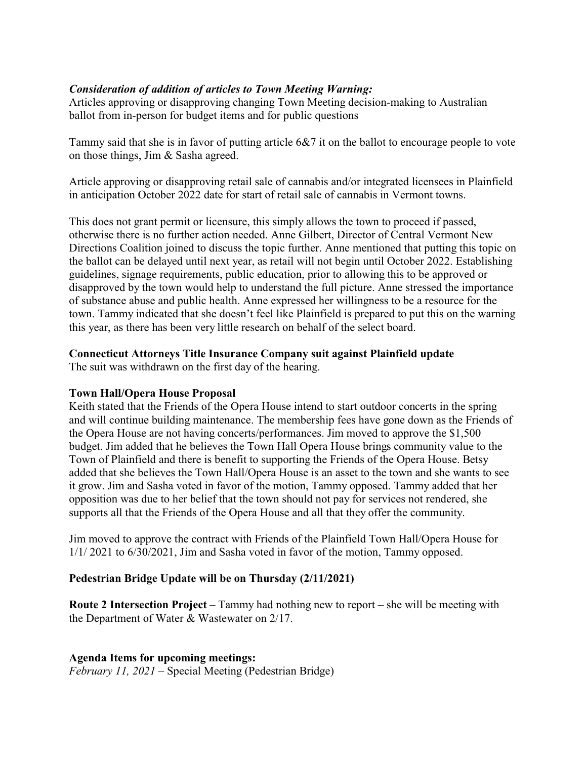***Consideration of addition of articles to Town Meeting Warning:***
Articles approving or disapproving changing Town Meeting decision-making to Australian ballot from in-person for budget items and for public questions

Tammy said that she is in favor of putting article 6&7 it on the ballot to encourage people to vote on those things, Jim & Sasha agreed.

Article approving or disapproving retail sale of cannabis and/or integrated licensees in Plainfield in anticipation October 2022 date for start of retail sale of cannabis in Vermont towns.

This does not grant permit or licensure, this simply allows the town to proceed if passed, otherwise there is no further action needed. Anne Gilbert, Director of Central Vermont New Directions Coalition joined to discuss the topic further. Anne mentioned that putting this topic on the ballot can be delayed until next year, as retail will not begin until October 2022. Establishing guidelines, signage requirements, public education, prior to allowing this to be approved or disapproved by the town would help to understand the full picture. Anne stressed the importance of substance abuse and public health. Anne expressed her willingness to be a resource for the town. Tammy indicated that she doesn't feel like Plainfield is prepared to put this on the warning this year, as there has been very little research on behalf of the select board.

**Connecticut Attorneys Title Insurance Company suit against Plainfield update**
The suit was withdrawn on the first day of the hearing.

**Town Hall/Opera House Proposal**
Keith stated that the Friends of the Opera House intend to start outdoor concerts in the spring and will continue building maintenance. The membership fees have gone down as the Friends of the Opera House are not having concerts/performances. Jim moved to approve the $1,500 budget. Jim added that he believes the Town Hall Opera House brings community value to the Town of Plainfield and there is benefit to supporting the Friends of the Opera House. Betsy added that she believes the Town Hall/Opera House is an asset to the town and she wants to see it grow. Jim and Sasha voted in favor of the motion, Tammy opposed. Tammy added that her opposition was due to her belief that the town should not pay for services not rendered, she supports all that the Friends of the Opera House and all that they offer the community.

Jim moved to approve the contract with Friends of the Plainfield Town Hall/Opera House for 1/1/ 2021 to 6/30/2021, Jim and Sasha voted in favor of the motion, Tammy opposed.

**Pedestrian Bridge Update will be on Thursday (2/11/2021)**

**Route 2 Intersection Project** – Tammy had nothing new to report – she will be meeting with the Department of Water & Wastewater on 2/17.

**Agenda Items for upcoming meetings:**
*February 11, 2021* – Special Meeting (Pedestrian Bridge)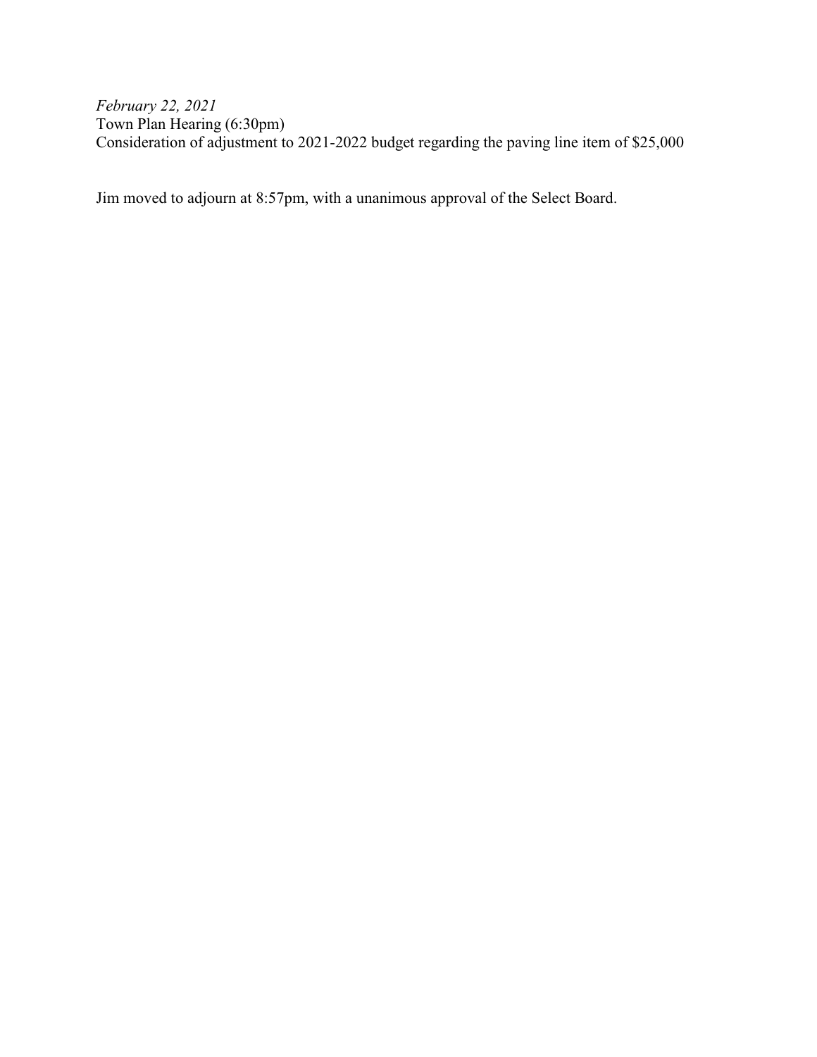*February 22, 2021*
Town Plan Hearing (6:30pm)
Consideration of adjustment to 2021-2022 budget regarding the paving line item of $25,000

Jim moved to adjourn at 8:57pm, with a unanimous approval of the Select Board.